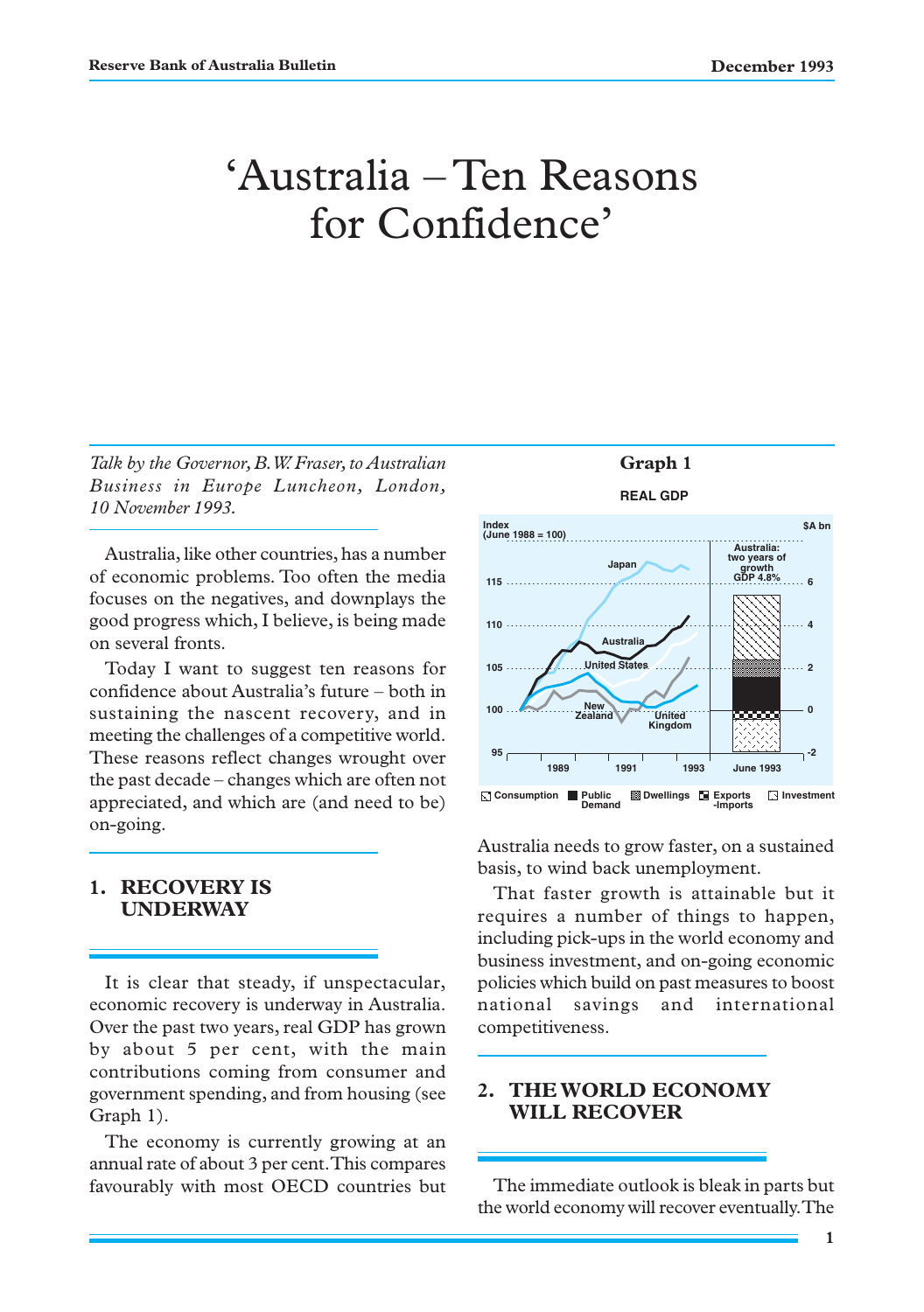# 'Australia – Ten Reasons for Confidence'

*Talk by the Governor, B.W. Fraser, to Australian Business in Europe Luncheon, London, 10 November 1993.*

Australia, like other countries, has a number of economic problems. Too often the media focuses on the negatives, and downplays the good progress which, I believe, is being made on several fronts.

Today I want to suggest ten reasons for confidence about Australia's future – both in sustaining the nascent recovery, and in meeting the challenges of a competitive world. These reasons reflect changes wrought over the past decade – changes which are often not appreciated, and which are (and need to be) on-going.

## 1. RECOVERY IS UNDERWAY

It is clear that steady, if unspectacular, economic recovery is underway in Australia. Over the past two years, real GDP has grown by about 5 per cent, with the main contributions coming from consumer and government spending, and from housing (see Graph 1).

The economy is currently growing at an annual rate of about 3 per cent. This compares favourably with most OECD countries but Australia needs to grow faster, on a sustained basis, to wind back unemployment.

**Graph 1**

**REAL GDP**

That faster growth is attainable but it requires a number of things to happen, including pick-ups in the world economy and business investment, and on-going economic policies which build on past measures to boost national savings and international competitiveness.

## 2. THE WORLD ECONOMY WILL RECOVER

The immediate outlook is bleak in parts but the world economy will recover eventually. The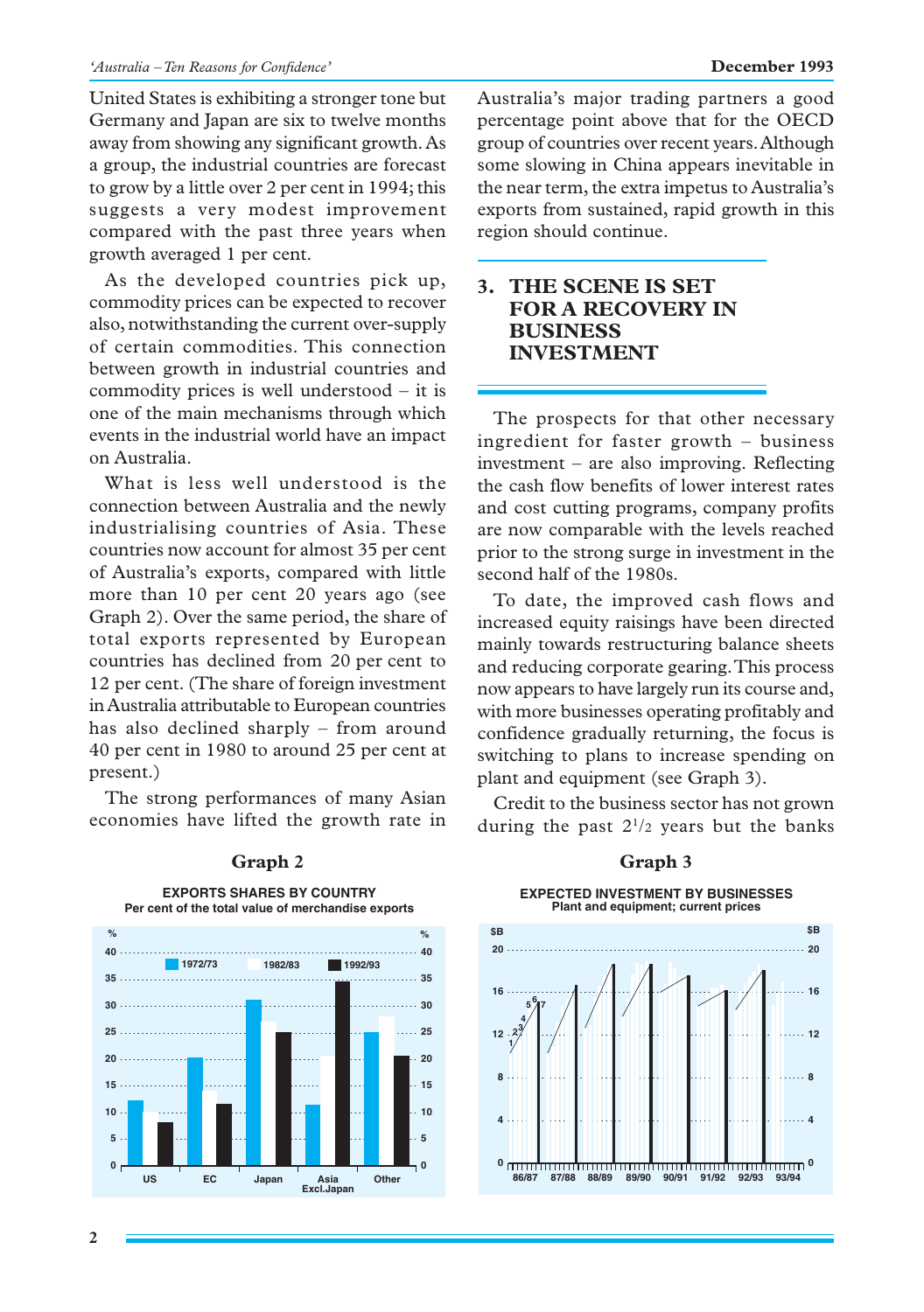United States is exhibiting a stronger tone but Germany and Japan are six to twelve months away from showing any significant growth. As a group, the industrial countries are forecast to grow by a little over 2 per cent in 1994; this suggests a very modest improvement compared with the past three years when growth averaged 1 per cent.

As the developed countries pick up, commodity prices can be expected to recover also, notwithstanding the current over-supply of certain commodities. This connection between growth in industrial countries and commodity prices is well understood – it is one of the main mechanisms through which events in the industrial world have an impact on Australia.

What is less well understood is the connection between Australia and the newly industrialising countries of Asia. These countries now account for almost 35 per cent of Australia's exports, compared with little more than 10 per cent 20 years ago (see Graph 2). Over the same period, the share of total exports represented by European countries has declined from 20 per cent to 12 per cent. (The share of foreign investment in Australia attributable to European countries has also declined sharply – from around 40 per cent in 1980 to around 25 per cent at present.)

The strong performances of many Asian economies have lifted the growth rate in Australia's major trading partners a good percentage point above that for the OECD group of countries over recent years. Although some slowing in China appears inevitable in the near term, the extra impetus to Australia's exports from sustained, rapid growth in this region should continue.

## 3. THE SCENE IS SET FOR A RECOVERY IN BUSINESS INVESTMENT

The prospects for that other necessary ingredient for faster growth – business investment – are also improving. Reflecting the cash flow benefits of lower interest rates and cost cutting programs, company profits are now comparable with the levels reached prior to the strong surge in investment in the second half of the 1980s.

To date, the improved cash flows and increased equity raisings have been directed mainly towards restructuring balance sheets and reducing corporate gearing. This process now appears to have largely run its course and, with more businesses operating profitably and confidence gradually returning, the focus is switching to plans to increase spending on plant and equipment (see Graph 3).

Credit to the business sector has not grown during the past $2^1/_2$ years but the banks

**Graph 2**

**EXPORTS SHARES BY COUNTRY**
Per cent of the total value of merchandise exports

**Graph 3**

**EXPECTED INVESTMENT BY BUSINESSES**
Plant and equipment; current prices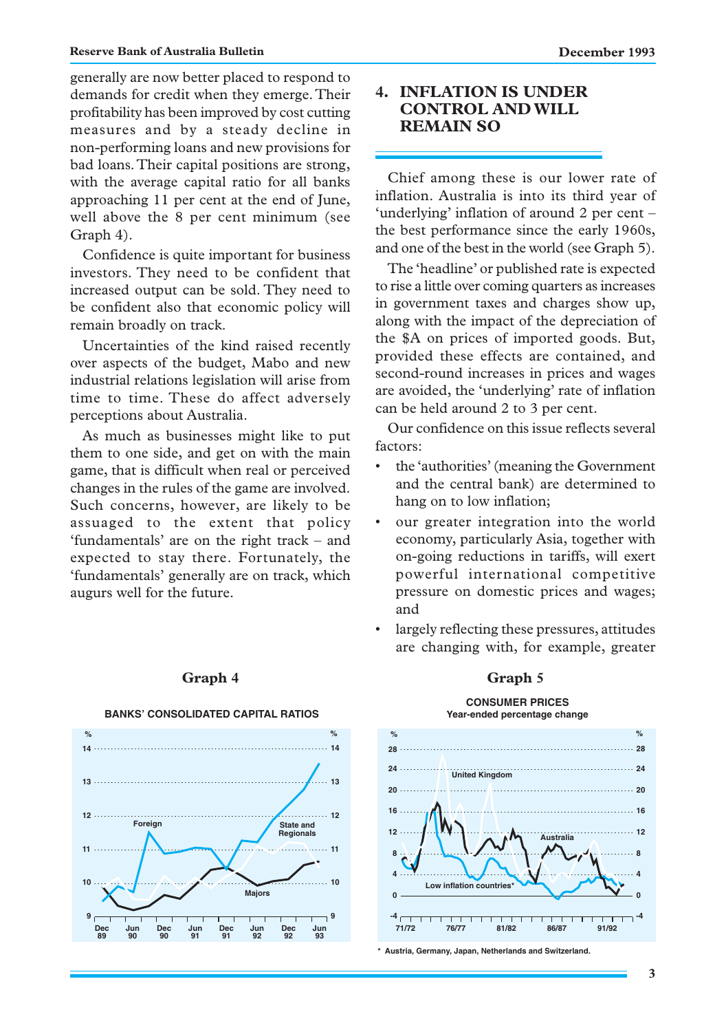generally are now better placed to respond to demands for credit when they emerge. Their profitability has been improved by cost cutting measures and by a steady decline in non-performing loans and new provisions for bad loans. Their capital positions are strong, with the average capital ratio for all banks approaching 11 per cent at the end of June, well above the 8 per cent minimum (see Graph 4).

Confidence is quite important for business investors. They need to be confident that increased output can be sold. They need to be confident also that economic policy will remain broadly on track.

Uncertainties of the kind raised recently over aspects of the budget, Mabo and new industrial relations legislation will arise from time to time. These do affect adversely perceptions about Australia.

As much as businesses might like to put them to one side, and get on with the main game, that is difficult when real or perceived changes in the rules of the game are involved. Such concerns, however, are likely to be assuaged to the extent that policy 'fundamentals' are on the right track – and expected to stay there. Fortunately, the 'fundamentals' generally are on track, which augurs well for the future.

## 4. INFLATION IS UNDER CONTROL AND WILL REMAIN SO

Chief among these is our lower rate of inflation. Australia is into its third year of 'underlying' inflation of around 2 per cent – the best performance since the early 1960s, and one of the best in the world (see Graph 5).

The 'headline' or published rate is expected to rise a little over coming quarters as increases in government taxes and charges show up, along with the impact of the depreciation of the $A on prices of imported goods. But, provided these effects are contained, and second-round increases in prices and wages are avoided, the 'underlying' rate of inflation can be held around 2 to 3 per cent.

Our confidence on this issue reflects several factors:

- the 'authorities' (meaning the Government and the central bank) are determined to hang on to low inflation;
- our greater integration into the world economy, particularly Asia, together with on-going reductions in tariffs, will exert powerful international competitive pressure on domestic prices and wages; and
- largely reflecting these pressures, attitudes are changing with, for example, greater

**Graph 4**

BANKS' CONSOLIDATED CAPITAL RATIOS

**Graph 5**

CONSUMER PRICES
Year-ended percentage change

\* Austria, Germany, Japan, Netherlands and Switzerland.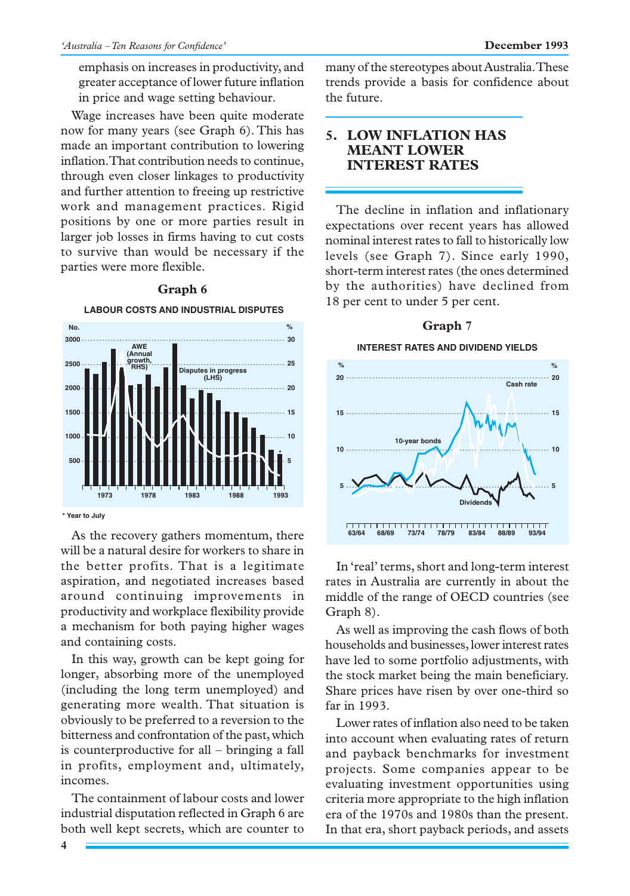emphasis on increases in productivity, and greater acceptance of lower future inflation in price and wage setting behaviour.

Wage increases have been quite moderate now for many years (see Graph 6). This has made an important contribution to lowering inflation. That contribution needs to continue, through even closer linkages to productivity and further attention to freeing up restrictive work and management practices. Rigid positions by one or more parties result in larger job losses in firms having to cut costs to survive than would be necessary if the parties were more flexible.

**Graph 6**

**LABOUR COSTS AND INDUSTRIAL DISPUTES**

\* Year to July

As the recovery gathers momentum, there will be a natural desire for workers to share in the better profits. That is a legitimate aspiration, and negotiated increases based around continuing improvements in productivity and workplace flexibility provide a mechanism for both paying higher wages and containing costs.

In this way, growth can be kept going for longer, absorbing more of the unemployed (including the long term unemployed) and generating more wealth. That situation is obviously to be preferred to a reversion to the bitterness and confrontation of the past, which is counterproductive for all – bringing a fall in profits, employment and, ultimately, incomes.

The containment of labour costs and lower industrial disputation reflected in Graph 6 are both well kept secrets, which are counter to many of the stereotypes about Australia. These trends provide a basis for confidence about the future.

## 5. LOW INFLATION HAS MEANT LOWER INTEREST RATES

The decline in inflation and inflationary expectations over recent years has allowed nominal interest rates to fall to historically low levels (see Graph 7). Since early 1990, short-term interest rates (the ones determined by the authorities) have declined from 18 per cent to under 5 per cent.

**Graph 7**

**INTEREST RATES AND DIVIDEND YIELDS**

In 'real' terms, short and long-term interest rates in Australia are currently in about the middle of the range of OECD countries (see Graph 8).

As well as improving the cash flows of both households and businesses, lower interest rates have led to some portfolio adjustments, with the stock market being the main beneficiary. Share prices have risen by over one-third so far in 1993.

Lower rates of inflation also need to be taken into account when evaluating rates of return and payback benchmarks for investment projects. Some companies appear to be evaluating investment opportunities using criteria more appropriate to the high inflation era of the 1970s and 1980s than the present. In that era, short payback periods, and assets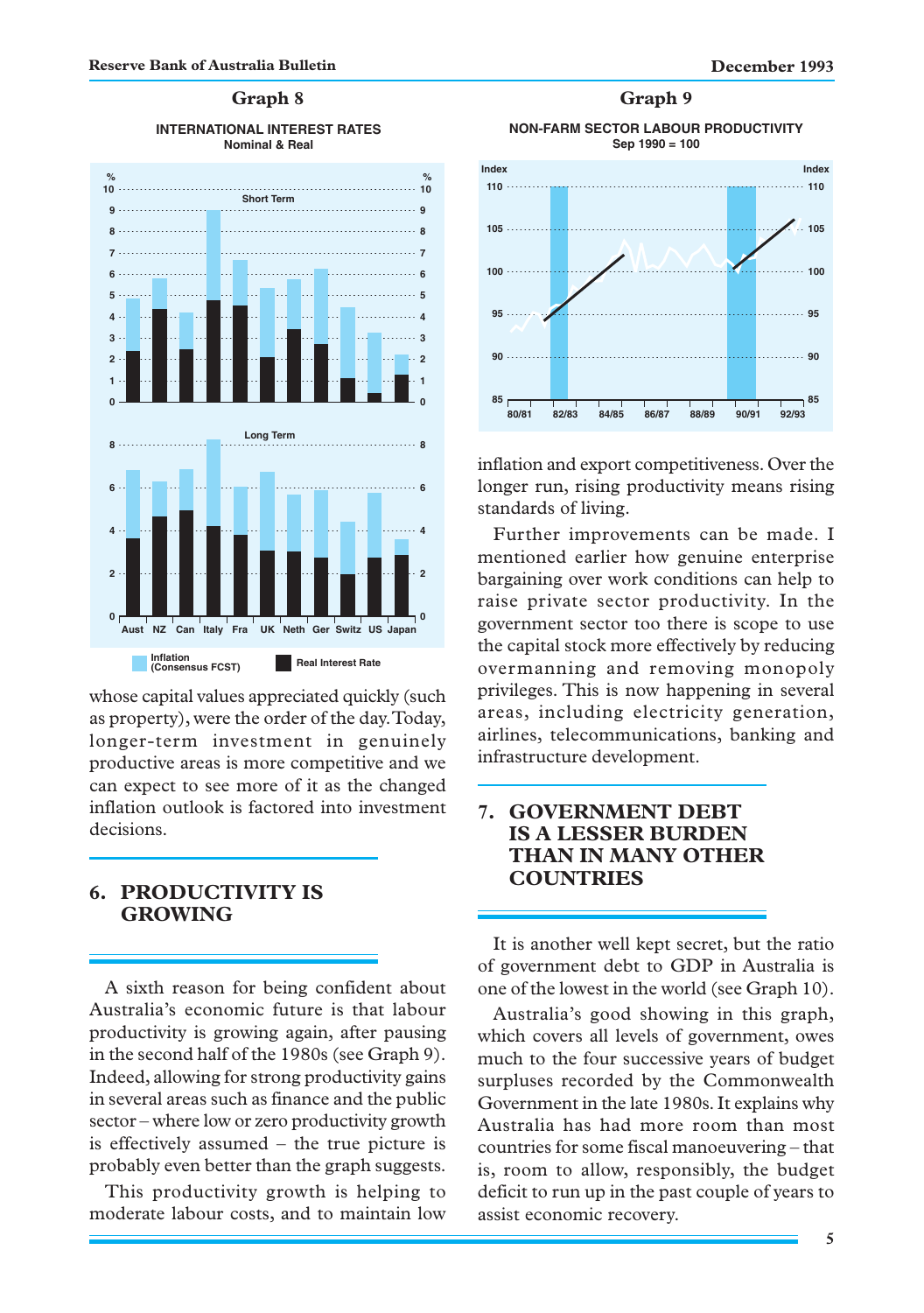**Graph 8**

**INTERNATIONAL INTEREST RATES**
Nominal & Real

**Graph 9**

**NON-FARM SECTOR LABOUR PRODUCTIVITY**
Sep 1990 = 100

whose capital values appreciated quickly (such as property), were the order of the day. Today, longer-term investment in genuinely productive areas is more competitive and we can expect to see more of it as the changed inflation outlook is factored into investment decisions.

## 6. PRODUCTIVITY IS GROWING

A sixth reason for being confident about Australia's economic future is that labour productivity is growing again, after pausing in the second half of the 1980s (see Graph 9). Indeed, allowing for strong productivity gains in several areas such as finance and the public sector – where low or zero productivity growth is effectively assumed – the true picture is probably even better than the graph suggests.

This productivity growth is helping to moderate labour costs, and to maintain low inflation and export competitiveness. Over the longer run, rising productivity means rising standards of living.

Further improvements can be made. I mentioned earlier how genuine enterprise bargaining over work conditions can help to raise private sector productivity. In the government sector too there is scope to use the capital stock more effectively by reducing overmanning and removing monopoly privileges. This is now happening in several areas, including electricity generation, airlines, telecommunications, banking and infrastructure development.

## 7. GOVERNMENT DEBT IS A LESSER BURDEN THAN IN MANY OTHER COUNTRIES

It is another well kept secret, but the ratio of government debt to GDP in Australia is one of the lowest in the world (see Graph 10).

Australia's good showing in this graph, which covers all levels of government, owes much to the four successive years of budget surpluses recorded by the Commonwealth Government in the late 1980s. It explains why Australia has had more room than most countries for some fiscal manoeuvering – that is, room to allow, responsibly, the budget deficit to run up in the past couple of years to assist economic recovery.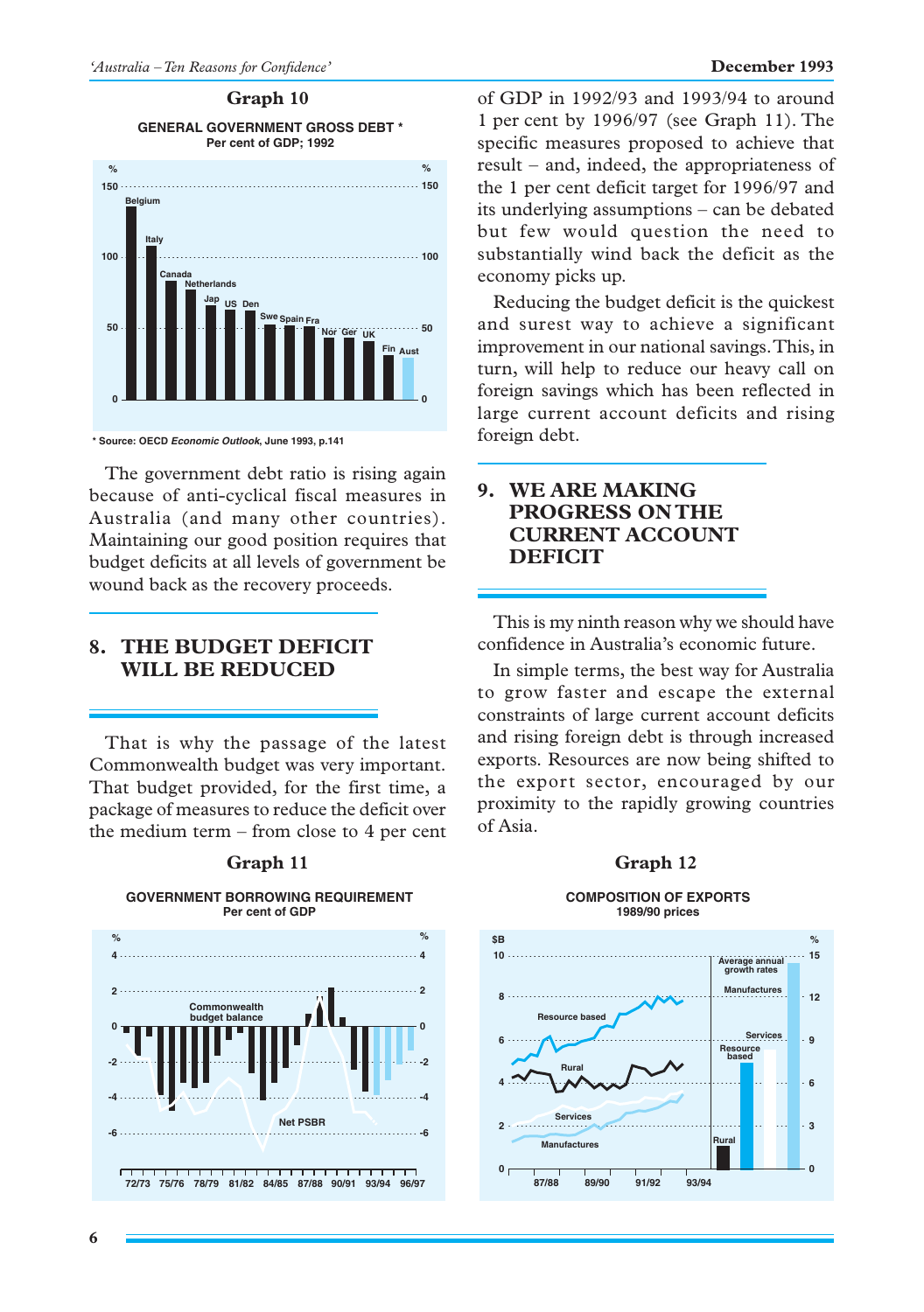**Graph 10**

**GENERAL GOVERNMENT GROSS DEBT ***
Per cent of GDP; 1992

\* Source: OECD *Economic Outlook*, June 1993, p.141

The government debt ratio is rising again because of anti-cyclical fiscal measures in Australia (and many other countries). Maintaining our good position requires that budget deficits at all levels of government be wound back as the recovery proceeds.

## 8. THE BUDGET DEFICIT WILL BE REDUCED

That is why the passage of the latest Commonwealth budget was very important. That budget provided, for the first time, a package of measures to reduce the deficit over the medium term – from close to 4 per cent of GDP in 1992/93 and 1993/94 to around 1 per cent by 1996/97 (see Graph 11). The specific measures proposed to achieve that result – and, indeed, the appropriateness of the 1 per cent deficit target for 1996/97 and its underlying assumptions – can be debated but few would question the need to substantially wind back the deficit as the economy picks up.

Reducing the budget deficit is the quickest and surest way to achieve a significant improvement in our national savings. This, in turn, will help to reduce our heavy call on foreign savings which has been reflected in large current account deficits and rising foreign debt.

**Graph 11**

**GOVERNMENT BORROWING REQUIREMENT**
Per cent of GDP

## 9. WE ARE MAKING PROGRESS ON THE CURRENT ACCOUNT DEFICIT

This is my ninth reason why we should have confidence in Australia's economic future.

In simple terms, the best way for Australia to grow faster and escape the external constraints of large current account deficits and rising foreign debt is through increased exports. Resources are now being shifted to the export sector, encouraged by our proximity to the rapidly growing countries of Asia.

**Graph 12**

**COMPOSITION OF EXPORTS**
1989/90 prices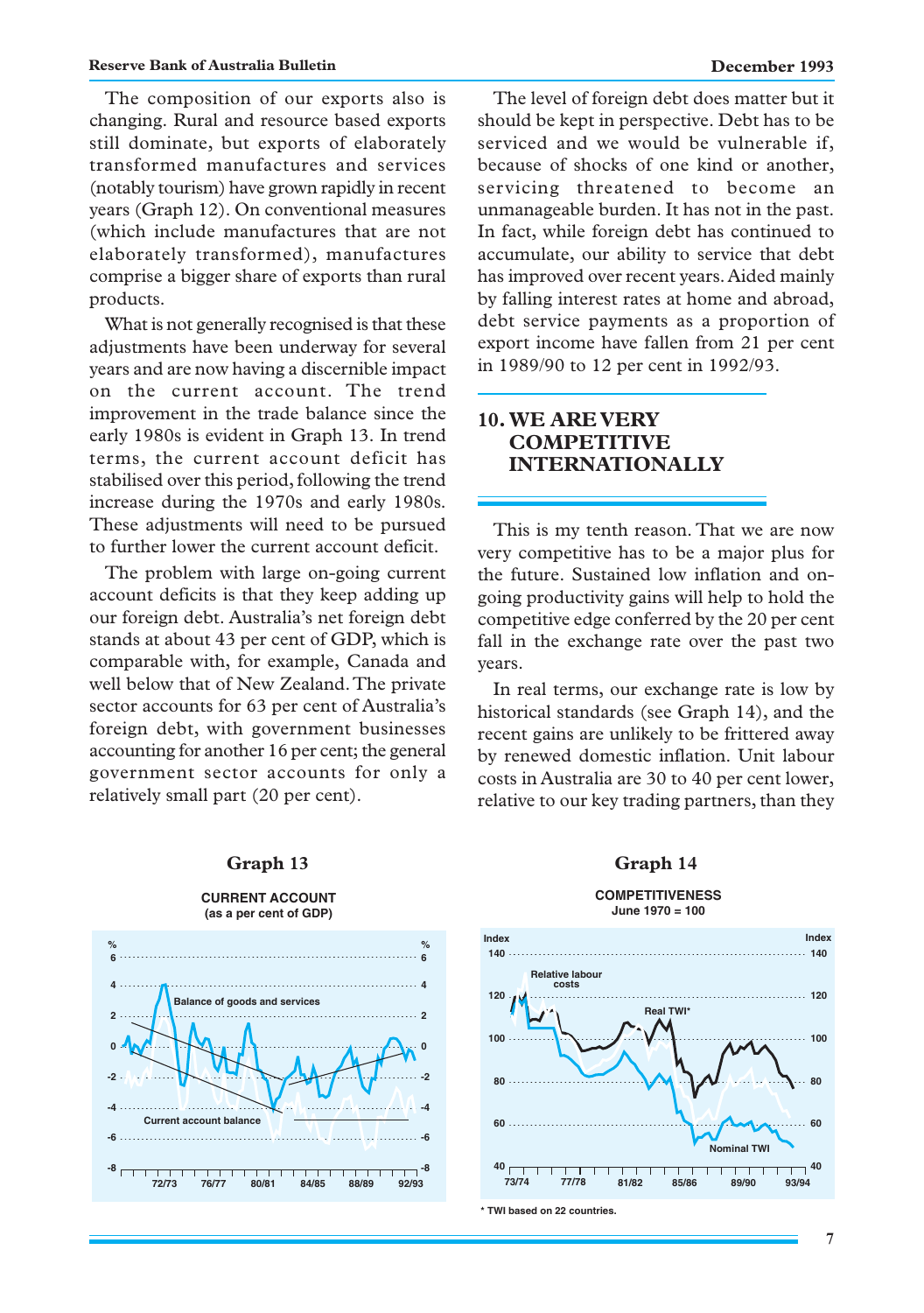The composition of our exports also is changing. Rural and resource based exports still dominate, but exports of elaborately transformed manufactures and services (notably tourism) have grown rapidly in recent years (Graph 12). On conventional measures (which include manufactures that are not elaborately transformed), manufactures comprise a bigger share of exports than rural products.

What is not generally recognised is that these adjustments have been underway for several years and are now having a discernible impact on the current account. The trend improvement in the trade balance since the early 1980s is evident in Graph 13. In trend terms, the current account deficit has stabilised over this period, following the trend increase during the 1970s and early 1980s. These adjustments will need to be pursued to further lower the current account deficit.

The problem with large on-going current account deficits is that they keep adding up our foreign debt. Australia's net foreign debt stands at about 43 per cent of GDP, which is comparable with, for example, Canada and well below that of New Zealand. The private sector accounts for 63 per cent of Australia's foreign debt, with government businesses accounting for another 16 per cent; the general government sector accounts for only a relatively small part (20 per cent).

The level of foreign debt does matter but it should be kept in perspective. Debt has to be serviced and we would be vulnerable if, because of shocks of one kind or another, servicing threatened to become an unmanageable burden. It has not in the past. In fact, while foreign debt has continued to accumulate, our ability to service that debt has improved over recent years. Aided mainly by falling interest rates at home and abroad, debt service payments as a proportion of export income have fallen from 21 per cent in 1989/90 to 12 per cent in 1992/93.

## 10. WE ARE VERY COMPETITIVE INTERNATIONALLY

This is my tenth reason. That we are now very competitive has to be a major plus for the future. Sustained low inflation and on-going productivity gains will help to hold the competitive edge conferred by the 20 per cent fall in the exchange rate over the past two years.

In real terms, our exchange rate is low by historical standards (see Graph 14), and the recent gains are unlikely to be frittered away by renewed domestic inflation. Unit labour costs in Australia are 30 to 40 per cent lower, relative to our key trading partners, than they

**Graph 13**

**CURRENT ACCOUNT**
**(as a per cent of GDP)**

**Graph 14**

**COMPETITIVENESS**
**June 1970 = 100**

\* TWI based on 22 countries.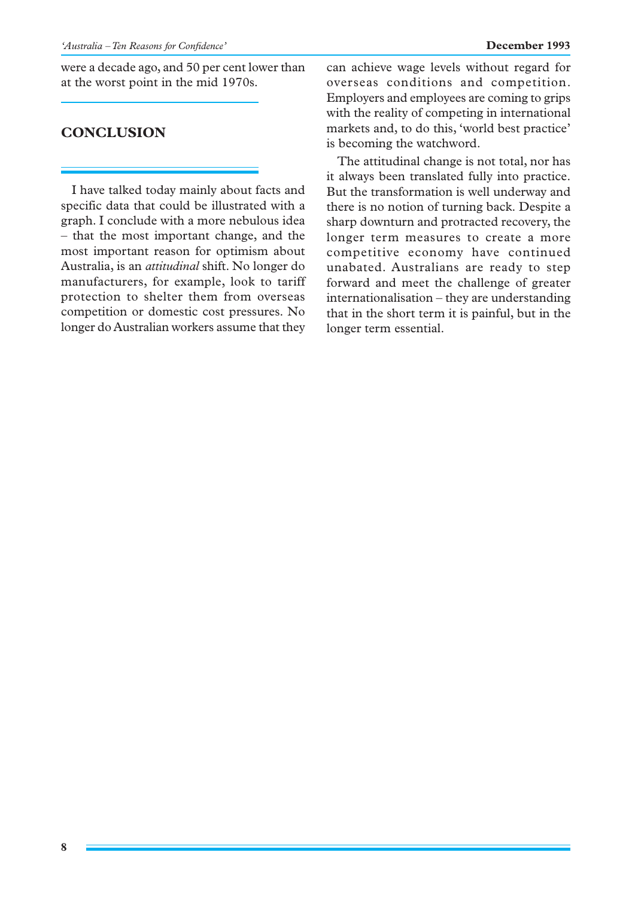were a decade ago, and 50 per cent lower than at the worst point in the mid 1970s.

## CONCLUSION

I have talked today mainly about facts and specific data that could be illustrated with a graph. I conclude with a more nebulous idea – that the most important change, and the most important reason for optimism about Australia, is an *attitudinal* shift. No longer do manufacturers, for example, look to tariff protection to shelter them from overseas competition or domestic cost pressures. No longer do Australian workers assume that they can achieve wage levels without regard for overseas conditions and competition. Employers and employees are coming to grips with the reality of competing in international markets and, to do this, 'world best practice' is becoming the watchword.

The attitudinal change is not total, nor has it always been translated fully into practice. But the transformation is well underway and there is no notion of turning back. Despite a sharp downturn and protracted recovery, the longer term measures to create a more competitive economy have continued unabated. Australians are ready to step forward and meet the challenge of greater internationalisation – they are understanding that in the short term it is painful, but in the longer term essential.